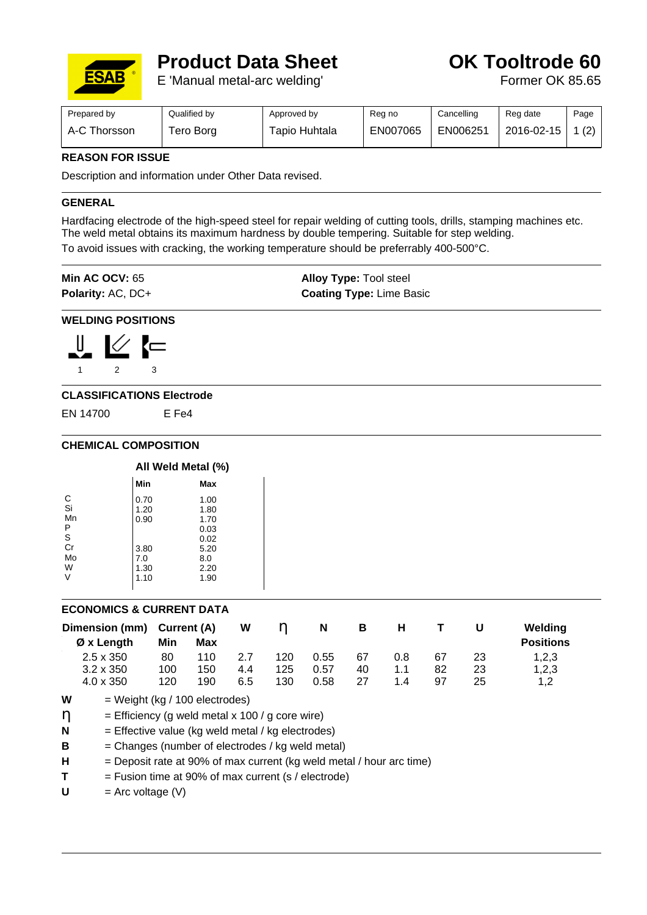# Product Data Sheet

E 'Manual metal-arc welding'

# OK Tooltrode 60

Former OK 85.65

| Prepared by | Qualified by | Approved by | Reg no | Cancelling | Reg date | Page |
|---|---|---|---|---|---|---|
| A-C Thorsson | Tero Borg | Tapio Huhtala | EN007065 | EN006251 | 2016-02-15 | 1 (2) |

## REASON FOR ISSUE

Description and information under Other Data revised.

## GENERAL

Hardfacing electrode of the high-speed steel for repair welding of cutting tools, drills, stamping machines etc. The weld metal obtains its maximum hardness by double tempering. Suitable for step welding.
To avoid issues with cracking, the working temperature should be preferrably 400-500°C.

**Min AC OCV:** 65
**Polarity:** AC, DC+

**Alloy Type:** Tool steel
**Coating Type:** Lime Basic

## WELDING POSITIONS

1 2 3

## CLASSIFICATIONS Electrode

EN 14700 E Fe4

## CHEMICAL COMPOSITION

| | All Weld Metal (%) | |
|---|---|---|
| | Min | Max |
| C | 0.70 | 1.00 |
| Si | 1.20 | 1.80 |
| Mn | 0.90 | 1.70 |
| P | | 0.03 |
| S | | 0.02 |
| Cr | 3.80 | 5.20 |
| Mo | 7.0 | 8.0 |
| W | 1.30 | 2.20 |
| V | 1.10 | 1.90 |

## ECONOMICS & CURRENT DATA

| Dimension (mm) Ø x Length | Current (A) Min | Max | W | η | N | B | H | T | U | Welding Positions |
|---|---|---|---|---|---|---|---|---|---|---|
| 2.5 x 350 | 80 | 110 | 2.7 | 120 | 0.55 | 67 | 0.8 | 67 | 23 | 1,2,3 |
| 3.2 x 350 | 100 | 150 | 4.4 | 125 | 0.57 | 40 | 1.1 | 82 | 23 | 1,2,3 |
| 4.0 x 350 | 120 | 190 | 6.5 | 130 | 0.58 | 27 | 1.4 | 97 | 25 | 1,2 |

**W** = Weight (kg / 100 electrodes)
**η** = Efficiency (g weld metal x 100 / g core wire)
**N** = Effective value (kg weld metal / kg electrodes)
**B** = Changes (number of electrodes / kg weld metal)
**H** = Deposit rate at 90% of max current (kg weld metal / hour arc time)
**T** = Fusion time at 90% of max current (s / electrode)
**U** = Arc voltage (V)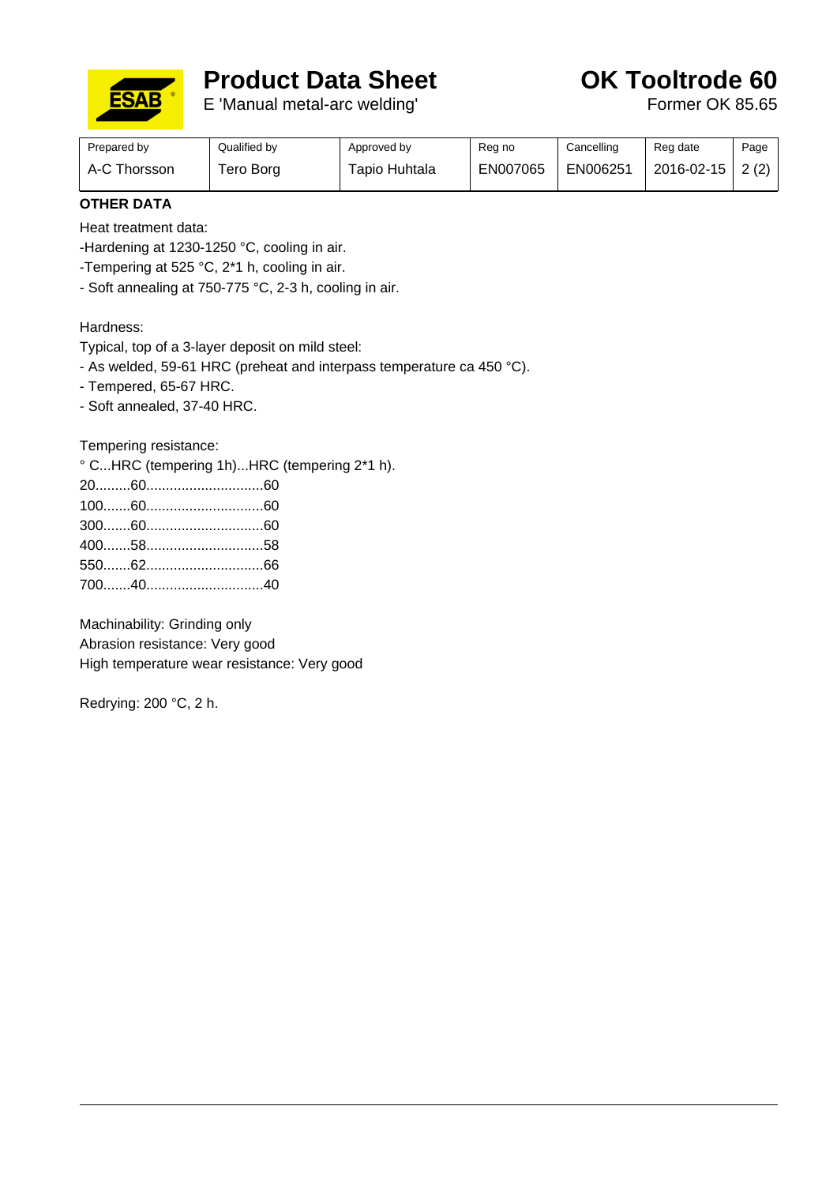# Product Data Sheet

E 'Manual metal-arc welding'

# OK Tooltrode 60

Former OK 85.65

| Prepared by | Qualified by | Approved by | Reg no | Cancelling | Reg date | Page |
|---|---|---|---|---|---|---|
| A-C Thorsson | Tero Borg | Tapio Huhtala | EN007065 | EN006251 | 2016-02-15 | 2 (2) |

**OTHER DATA**

Heat treatment data:

-Hardening at 1230-1250 °C, cooling in air.

-Tempering at 525 °C, 2*1 h, cooling in air.

- Soft annealing at 750-775 °C, 2-3 h, cooling in air.

Hardness:

Typical, top of a 3-layer deposit on mild steel:

- As welded, 59-61 HRC (preheat and interpass temperature ca 450 °C).
- Tempered, 65-67 HRC.
- Soft annealed, 37-40 HRC.

Tempering resistance:

° C...HRC (tempering 1h)...HRC (tempering 2*1 h).

20.........60..............................60

100.......60..............................60

300.......60..............................60

400.......58..............................58

550.......62..............................66

700.......40..............................40

Machinability: Grinding only

Abrasion resistance: Very good

High temperature wear resistance: Very good

Redrying: 200 °C, 2 h.